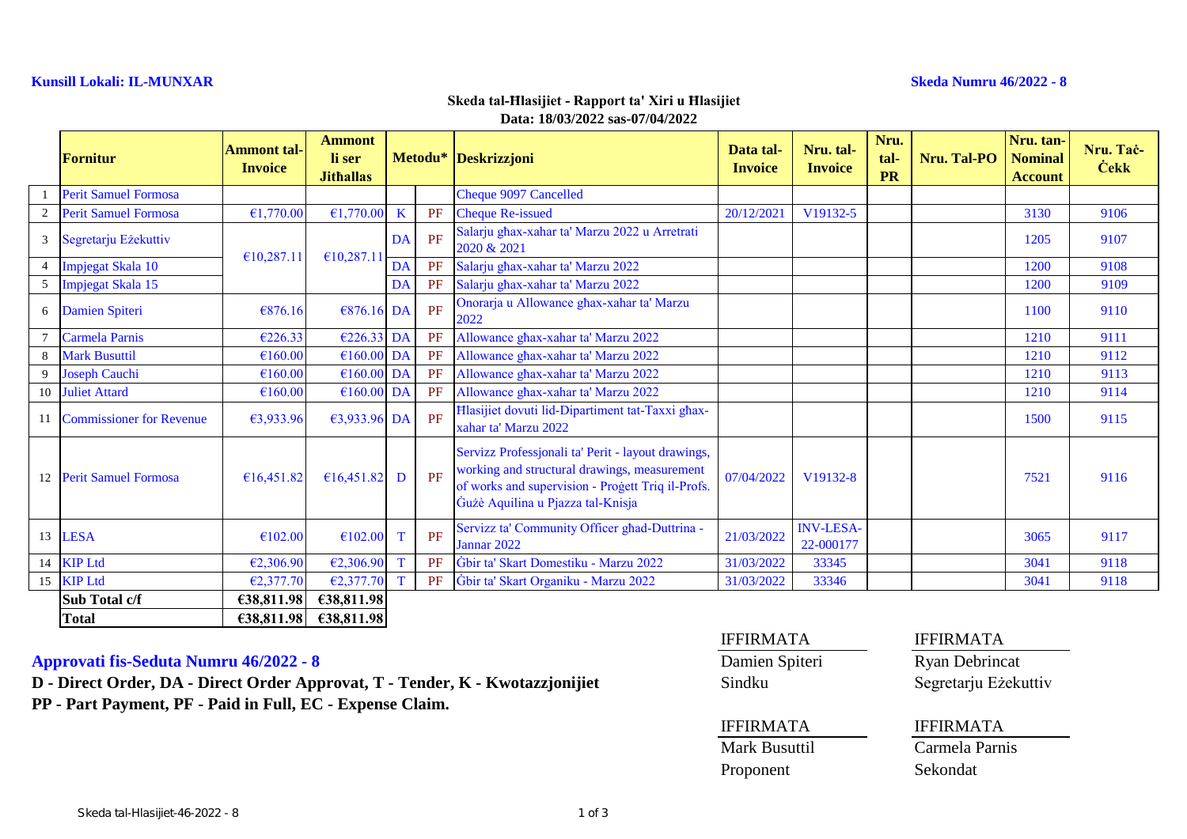**Kunsill Lokali: IL-MUNXAR** **Skeda Numru 46/2022 - 8**

## Skeda tal-Ħlasijiet - Rapport ta' Xiri u Ħlasijiet
**Data: 18/03/2022 sas-07/04/2022**

| | Fornitur | Ammont tal-Invoice | Ammont li ser Jithallas | Metodu* | | Deskrizzjoni | Data tal-Invoice | Nru. tal-Invoice | Nru. tal-PR | Nru. Tal-PO | Nru. tan-Nominal Account | Nru. Taċ-Ċekk |
|---|---|---|---|---|---|---|---|---|---|---|---|---|
| 1 | Perit Samuel Formosa | | | | | Cheque 9097 Cancelled | | | | | | |
| 2 | Perit Samuel Formosa | €1,770.00 | €1,770.00 | K | PF | Cheque Re-issued | 20/12/2021 | V19132-5 | | | 3130 | 9106 |
| 3 | Segretarju Eżekuttiv | €10,287.11 | €10,287.11 | DA | PF | Salarju għax-xahar ta' Marzu 2022 u Arretrati 2020 & 2021 | | | | | 1205 | 9107 |
| 4 | Impjegat Skala 10 | | | DA | PF | Salarju għax-xahar ta' Marzu 2022 | | | | | 1200 | 9108 |
| 5 | Impjegat Skala 15 | | | DA | PF | Salarju għax-xahar ta' Marzu 2022 | | | | | 1200 | 9109 |
| 6 | Damien Spiteri | €876.16 | €876.16 | DA | PF | Onorarja u Allowance għax-xahar ta' Marzu 2022 | | | | | 1100 | 9110 |
| 7 | Carmela Parnis | €226.33 | €226.33 | DA | PF | Allowance għax-xahar ta' Marzu 2022 | | | | | 1210 | 9111 |
| 8 | Mark Busuttil | €160.00 | €160.00 | DA | PF | Allowance għax-xahar ta' Marzu 2022 | | | | | 1210 | 9112 |
| 9 | Joseph Cauchi | €160.00 | €160.00 | DA | PF | Allowance għax-xahar ta' Marzu 2022 | | | | | 1210 | 9113 |
| 10 | Juliet Attard | €160.00 | €160.00 | DA | PF | Allowance għax-xahar ta' Marzu 2022 | | | | | 1210 | 9114 |
| 11 | Commissioner for Revenue | €3,933.96 | €3,933.96 | DA | PF | Ħlasijiet dovuti lid-Dipartiment tat-Taxxi għax-xahar ta' Marzu 2022 | | | | | 1500 | 9115 |
| 12 | Perit Samuel Formosa | €16,451.82 | €16,451.82 | D | PF | Servizz Professjonali ta' Perit - layout drawings, working and structural drawings, measurement of works and supervision - Proġett Triq il-Profs. Ġużè Aquilina u Pjazza tal-Knisja | 07/04/2022 | V19132-8 | | | 7521 | 9116 |
| 13 | LESA | €102.00 | €102.00 | T | PF | Servizz ta' Community Officer għad-Duttrina - Jannar 2022 | 21/03/2022 | INV-LESA-22-000177 | | | 3065 | 9117 |
| 14 | KIP Ltd | €2,306.90 | €2,306.90 | T | PF | Ġbir ta' Skart Domestiku - Marzu 2022 | 31/03/2022 | 33345 | | | 3041 | 9118 |
| 15 | KIP Ltd | €2,377.70 | €2,377.70 | T | PF | Ġbir ta' Skart Organiku - Marzu 2022 | 31/03/2022 | 33346 | | | 3041 | 9118 |
| | **Sub Total c/f** | **€38,811.98** | **€38,811.98** | | | | | | | | | |
| | **Total** | **€38,811.98** | **€38,811.98** | | | | | | | | | |

**Approvati fis-Seduta Numru 46/2022 - 8**

**D - Direct Order, DA - Direct Order Approvat, T - Tender, K - Kwotazzjonijiet**
**PP - Part Payment, PF - Paid in Full, EC - Expense Claim.**

| IFFIRMATA | IFFIRMATA |
|---|---|
| Damien Spiteri | Ryan Debrincat |
| Sindku | Segretarju Eżekuttiv |

| IFFIRMATA | IFFIRMATA |
|---|---|
| Mark Busuttil | Carmela Parnis |
| Proponent | Sekondat |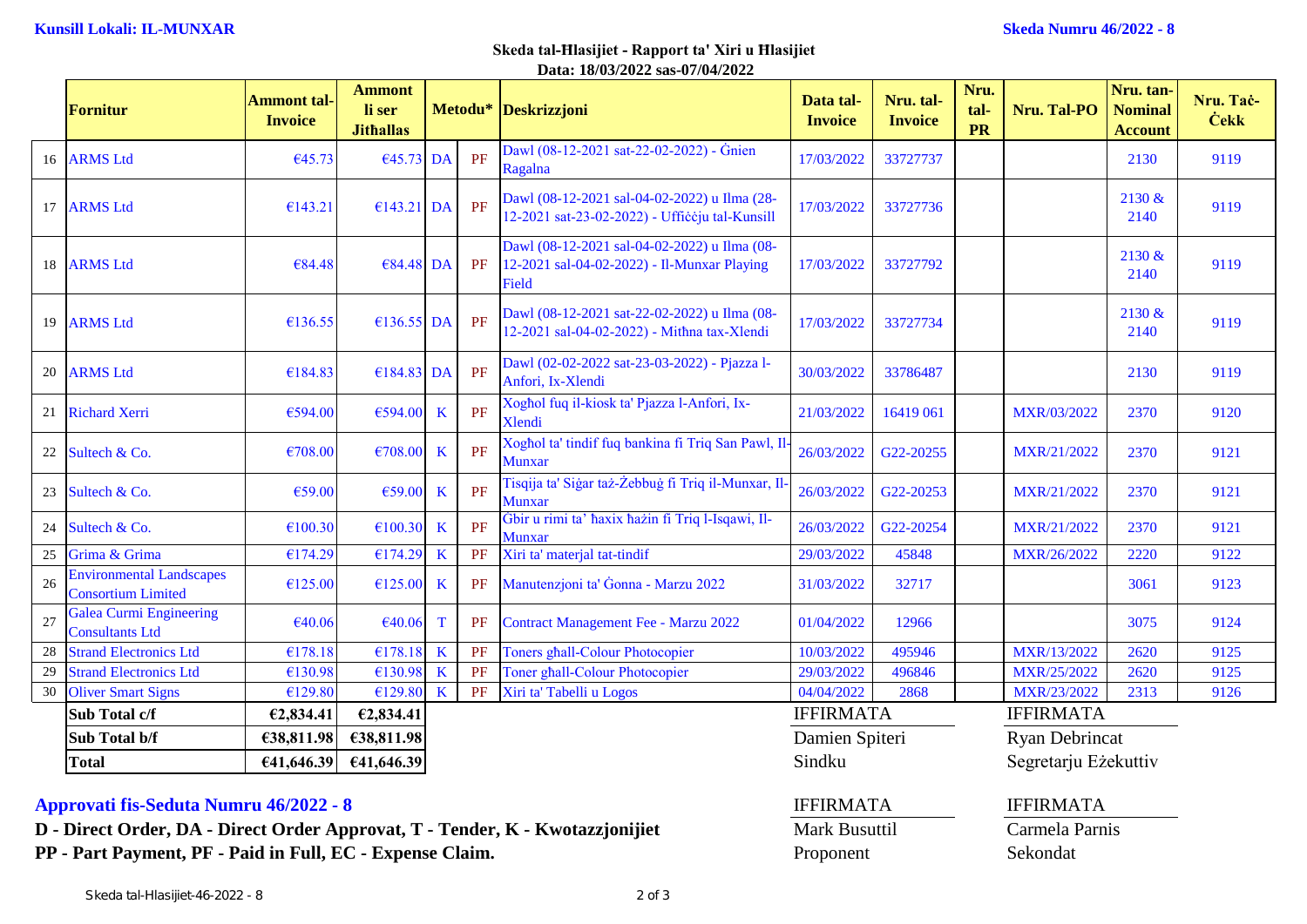**Kunsill Lokali: IL-MUNXAR** **Skeda Numru 46/2022 - 8**

**Skeda tal-Ħlasijiet - Rapport ta' Xiri u Ħlasijiet**
**Data: 18/03/2022 sas-07/04/2022**

| | Fornitur | Ammont tal-Invoice | Ammont li ser Jitħallas | Metodu* | | Deskrizzjoni | Data tal-Invoice | Nru. tal-Invoice | Nru. tal-PR | Nru. Tal-PO | Nru. tan-Nominal Account | Nru. Taċ-Ċekk |
|---|---|---|---|---|---|---|---|---|---|---|---|---|
| 16 | ARMS Ltd | €45.73 | €45.73 | DA | PF | Dawl (08-12-2021 sat-22-02-2022) - Ġnien Ragalna | 17/03/2022 | 33727737 | | | 2130 | 9119 |
| 17 | ARMS Ltd | €143.21 | €143.21 | DA | PF | Dawl (08-12-2021 sal-04-02-2022) u Ilma (28-12-2021 sat-23-02-2022) - Uffiċċju tal-Kunsill | 17/03/2022 | 33727736 | | | 2130 & 2140 | 9119 |
| 18 | ARMS Ltd | €84.48 | €84.48 | DA | PF | Dawl (08-12-2021 sal-04-02-2022) u Ilma (08-12-2021 sal-04-02-2022) - Il-Munxar Playing Field | 17/03/2022 | 33727792 | | | 2130 & 2140 | 9119 |
| 19 | ARMS Ltd | €136.55 | €136.55 | DA | PF | Dawl (08-12-2021 sat-22-02-2022) u Ilma (08-12-2021 sal-04-02-2022) - Mitħna tax-Xlendi | 17/03/2022 | 33727734 | | | 2130 & 2140 | 9119 |
| 20 | ARMS Ltd | €184.83 | €184.83 | DA | PF | Dawl (02-02-2022 sat-23-03-2022) - Pjazza l-Anfori, Ix-Xlendi | 30/03/2022 | 33786487 | | | 2130 | 9119 |
| 21 | Richard Xerri | €594.00 | €594.00 | K | PF | Xogħol fuq il-kiosk ta' Pjazza l-Anfori, Ix-Xlendi | 21/03/2022 | 16419 061 | | MXR/03/2022 | 2370 | 9120 |
| 22 | Sultech & Co. | €708.00 | €708.00 | K | PF | Xogħol ta' tindif fuq bankina fi Triq San Pawl, Il-Munxar | 26/03/2022 | G22-20255 | | MXR/21/2022 | 2370 | 9121 |
| 23 | Sultech & Co. | €59.00 | €59.00 | K | PF | Tisqija ta' Siġar taż-Żebbuġ fi Triq il-Munxar, Il-Munxar | 26/03/2022 | G22-20253 | | MXR/21/2022 | 2370 | 9121 |
| 24 | Sultech & Co. | €100.30 | €100.30 | K | PF | Ġbir u rimi ta' ħaxix ħażin fi Triq l-Isqawi, Il-Munxar | 26/03/2022 | G22-20254 | | MXR/21/2022 | 2370 | 9121 |
| 25 | Grima & Grima | €174.29 | €174.29 | K | PF | Xiri ta' materjal tat-tindif | 29/03/2022 | 45848 | | MXR/26/2022 | 2220 | 9122 |
| 26 | Environmental Landscapes Consortium Limited | €125.00 | €125.00 | K | PF | Manutenzjoni ta' Ġonna - Marzu 2022 | 31/03/2022 | 32717 | | | 3061 | 9123 |
| 27 | Galea Curmi Engineering Consultants Ltd | €40.06 | €40.06 | T | PF | Contract Management Fee - Marzu 2022 | 01/04/2022 | 12966 | | | 3075 | 9124 |
| 28 | Strand Electronics Ltd | €178.18 | €178.18 | K | PF | Toners għall-Colour Photocopier | 10/03/2022 | 495946 | | MXR/13/2022 | 2620 | 9125 |
| 29 | Strand Electronics Ltd | €130.98 | €130.98 | K | PF | Toner għall-Colour Photocopier | 29/03/2022 | 496846 | | MXR/25/2022 | 2620 | 9125 |
| 30 | Oliver Smart Signs | €129.80 | €129.80 | K | PF | Xiri ta' Tabelli u Logos | 04/04/2022 | 2868 | | MXR/23/2022 | 2313 | 9126 |

| | Ammont tal-Invoice | Ammont li ser Jitħallas |
|---|---|---|
| **Sub Total c/f** | **€2,834.41** | **€2,834.41** |
| **Sub Total b/f** | **€38,811.98** | **€38,811.98** |
| **Total** | **€41,646.39** | **€41,646.39** |

IFFIRMATA
Damien Spiteri
Sindku

IFFIRMATA
Ryan Debrincat
Segretarju Eżekuttiv

**Approvati fis-Seduta Numru 46/2022 - 8**

IFFIRMATA
Mark Busuttil
Proponent

IFFIRMATA
Carmela Parnis
Sekondat

**D - Direct Order, DA - Direct Order Approvat, T - Tender, K - Kwotazzjonijiet**
**PP - Part Payment, PF - Paid in Full, EC - Expense Claim.**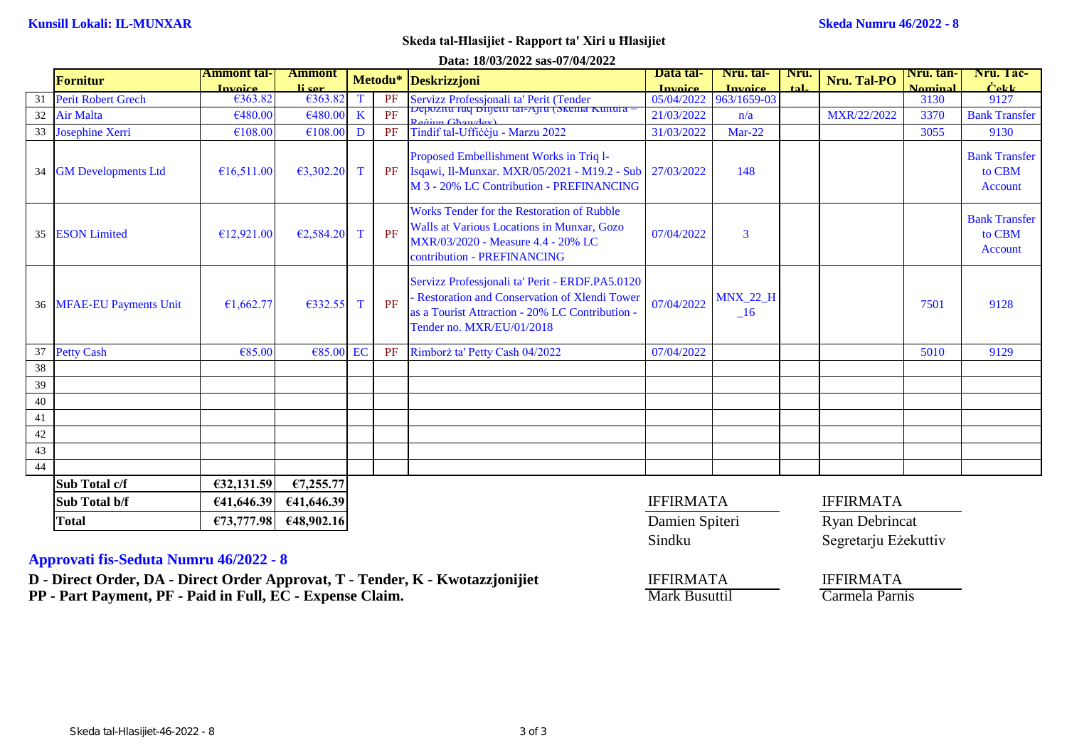**Kunsill Lokali: IL-MUNXAR**

**Skeda Numru 46/2022 - 8**

**Skeda tal-Ħlasijiet - Rapport ta' Xiri u Ħlasijiet**

**Data: 18/03/2022 sas-07/04/2022**

| | Fornitur | Ammont tal-Invoice | Ammont li ser | Metodu* | | Deskrizzjoni | Data tal-Invoice | Nru. tal-Invoice | Nru. tal- | Nru. Tal-PO | Nru. tan-Nominal | Nru. Taċ-Ċekk |
|---|---|---|---|---|---|---|---|---|---|---|---|---|
| 31 | Perit Robert Grech | €363.82 | €363.82 | T | PF | Servizz Professjonali ta' Perit (Tender | 05/04/2022 | 963/1659-03 | | | 3130 | 9127 |
| 32 | Air Malta | €480.00 | €480.00 | K | PF | Depożitu fuq Biljetti tal-Ajru (Skema Kultura – Reġjun Għawdex) | 21/03/2022 | n/a | | MXR/22/2022 | 3370 | Bank Transfer |
| 33 | Josephine Xerri | €108.00 | €108.00 | D | PF | Tindif tal-Uffiċċju - Marzu 2022 | 31/03/2022 | Mar-22 | | | 3055 | 9130 |
| 34 | GM Developments Ltd | €16,511.00 | €3,302.20 | T | PF | Proposed Embellishment Works in Triq l-Isqawi, Il-Munxar. MXR/05/2021 - M19.2 - Sub M 3 - 20% LC Contribution - PREFINANCING | 27/03/2022 | 148 | | | | Bank Transfer to CBM Account |
| 35 | ESON Limited | €12,921.00 | €2,584.20 | T | PF | Works Tender for the Restoration of Rubble Walls at Various Locations in Munxar, Gozo MXR/03/2020 - Measure 4.4 - 20% LC contribution - PREFINANCING | 07/04/2022 | 3 | | | | Bank Transfer to CBM Account |
| 36 | MFAE-EU Payments Unit | €1,662.77 | €332.55 | T | PF | Servizz Professjonali ta' Perit - ERDF.PA5.0120 - Restoration and Conservation of Xlendi Tower as a Tourist Attraction - 20% LC Contribution - Tender no. MXR/EU/01/2018 | 07/04/2022 | MNX_22_H_16 | | | 7501 | 9128 |
| 37 | Petty Cash | €85.00 | €85.00 | EC | PF | Rimborż ta' Petty Cash 04/2022 | 07/04/2022 | | | | 5010 | 9129 |
| 38 | | | | | | | | | | | | |
| 39 | | | | | | | | | | | | |
| 40 | | | | | | | | | | | | |
| 41 | | | | | | | | | | | | |
| 42 | | | | | | | | | | | | |
| 43 | | | | | | | | | | | | |
| 44 | | | | | | | | | | | | |
| | **Sub Total c/f** | **€32,131.59** | **€7,255.77** | | | | | | | | | |
| | **Sub Total b/f** | **€41,646.39** | **€41,646.39** | | | | | | | | | |
| | **Total** | **€73,777.98** | **€48,902.16** | | | | | | | | | |

IFFIRMATA
Damien Spiteri
Sindku

IFFIRMATA
Ryan Debrincat
Segretarju Eżekuttiv

## Approvati fis-Seduta Numru 46/2022 - 8

**D - Direct Order, DA - Direct Order Approvat, T - Tender, K - Kwotazzjonijiet**
**PP - Part Payment, PF - Paid in Full, EC - Expense Claim.**

IFFIRMATA
Mark Busuttil

IFFIRMATA
Carmela Parnis